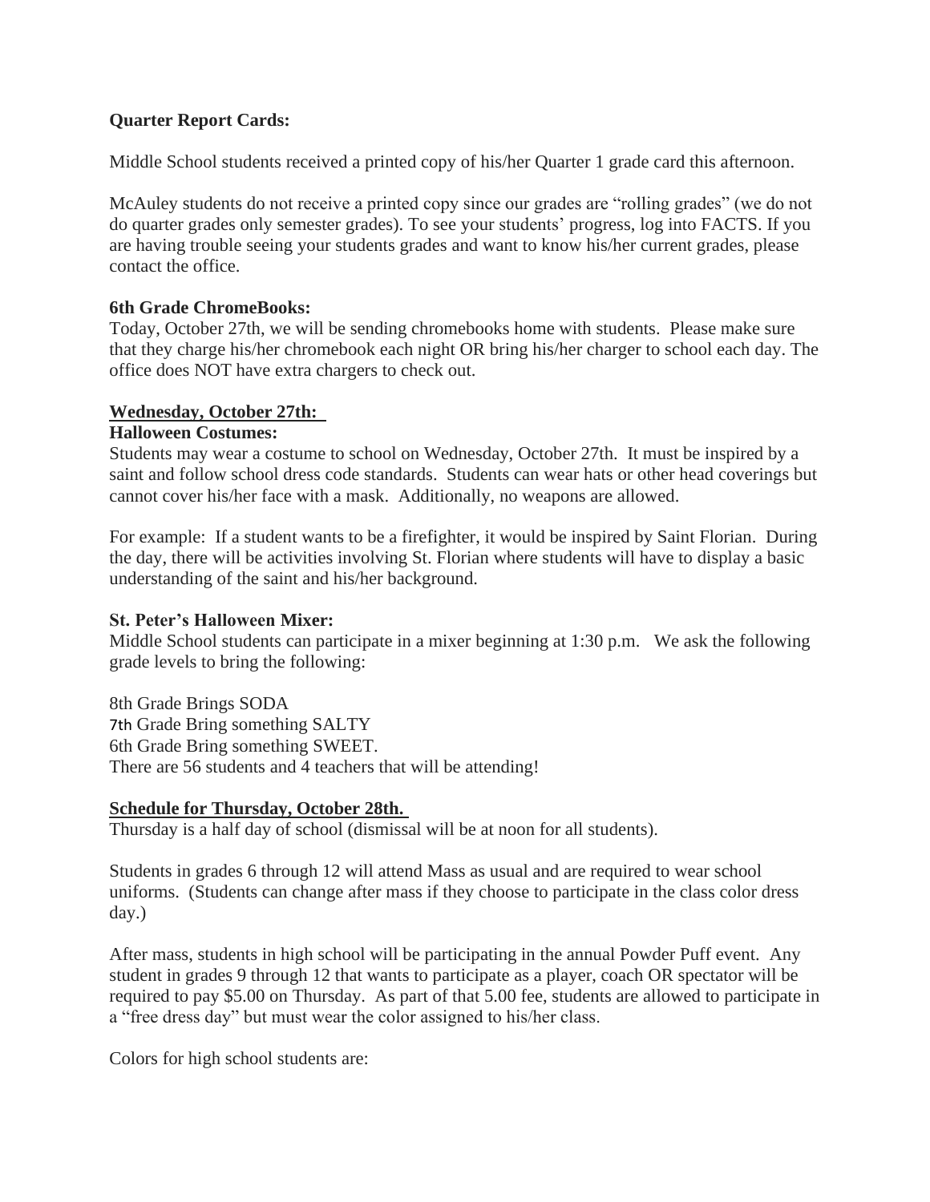**Quarter Report Cards:**

Middle School students received a printed copy of his/her Quarter 1 grade card this afternoon.

McAuley students do not receive a printed copy since our grades are "rolling grades" (we do not do quarter grades only semester grades). To see your students' progress, log into FACTS. If you are having trouble seeing your students grades and want to know his/her current grades, please contact the office.

**6th Grade ChromeBooks:**
Today, October 27th, we will be sending chromebooks home with students. Please make sure that they charge his/her chromebook each night OR bring his/her charger to school each day. The office does NOT have extra chargers to check out.

**Wednesday, October 27th:**

**Halloween Costumes:**
Students may wear a costume to school on Wednesday, October 27th. It must be inspired by a saint and follow school dress code standards. Students can wear hats or other head coverings but cannot cover his/her face with a mask. Additionally, no weapons are allowed.

For example: If a student wants to be a firefighter, it would be inspired by Saint Florian. During the day, there will be activities involving St. Florian where students will have to display a basic understanding of the saint and his/her background.

**St. Peter's Halloween Mixer:**
Middle School students can participate in a mixer beginning at 1:30 p.m. We ask the following grade levels to bring the following:

8th Grade Brings SODA
7th Grade Bring something SALTY
6th Grade Bring something SWEET.
There are 56 students and 4 teachers that will be attending!

**Schedule for Thursday, October 28th.**
Thursday is a half day of school (dismissal will be at noon for all students).

Students in grades 6 through 12 will attend Mass as usual and are required to wear school uniforms. (Students can change after mass if they choose to participate in the class color dress day.)

After mass, students in high school will be participating in the annual Powder Puff event. Any student in grades 9 through 12 that wants to participate as a player, coach OR spectator will be required to pay $5.00 on Thursday. As part of that 5.00 fee, students are allowed to participate in a "free dress day" but must wear the color assigned to his/her class.

Colors for high school students are: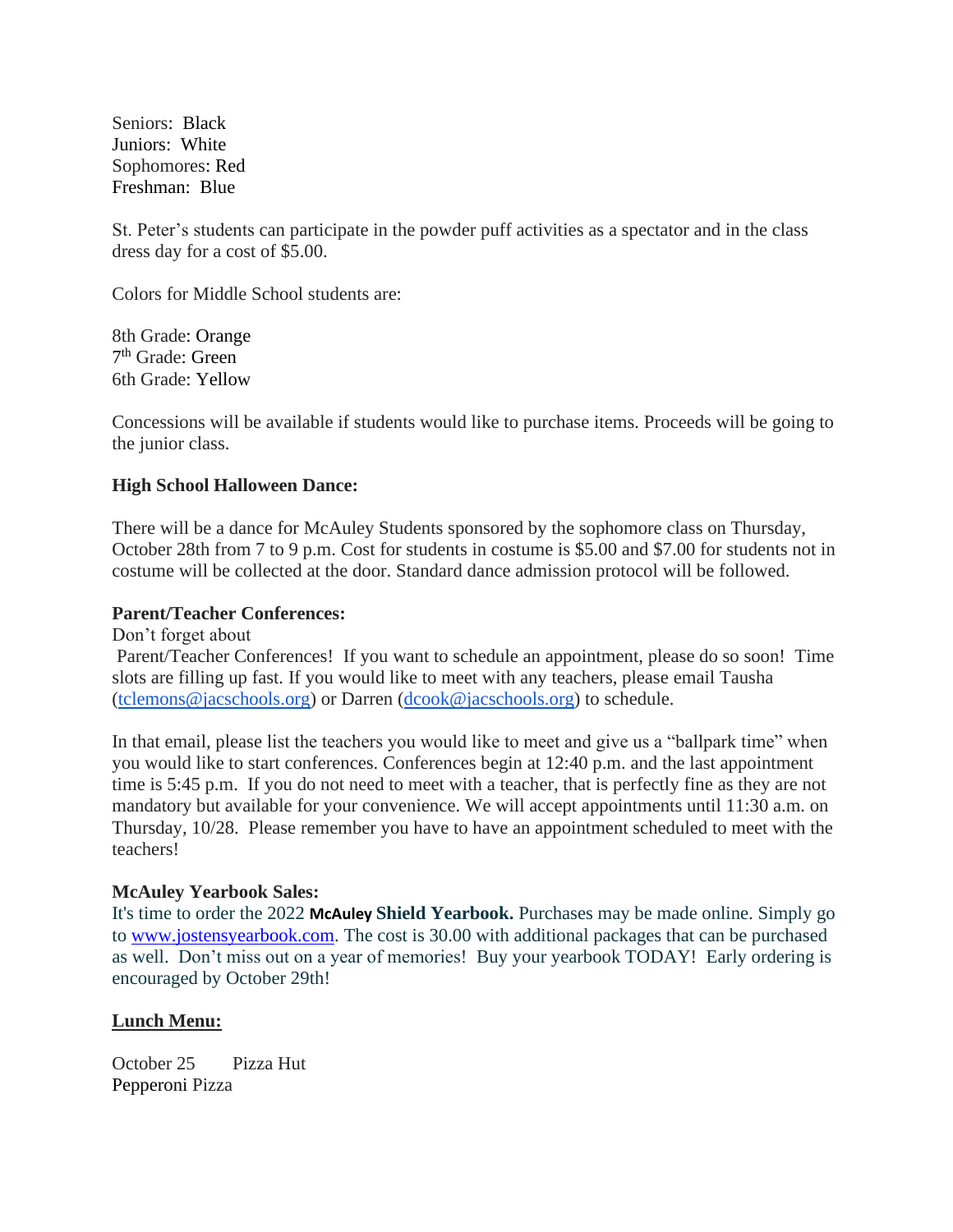Seniors: Black
Juniors: White
Sophomores: Red
Freshman: Blue

St. Peter's students can participate in the powder puff activities as a spectator and in the class dress day for a cost of $5.00.

Colors for Middle School students are:

8th Grade: Orange
7th Grade: Green
6th Grade: Yellow

Concessions will be available if students would like to purchase items. Proceeds will be going to the junior class.

**High School Halloween Dance:**

There will be a dance for McAuley Students sponsored by the sophomore class on Thursday, October 28th from 7 to 9 p.m. Cost for students in costume is $5.00 and $7.00 for students not in costume will be collected at the door. Standard dance admission protocol will be followed.

**Parent/Teacher Conferences:**

Don't forget about Parent/Teacher Conferences! If you want to schedule an appointment, please do so soon! Time slots are filling up fast. If you would like to meet with any teachers, please email Tausha (tclemons@jacschools.org) or Darren (dcook@jacschools.org) to schedule.

In that email, please list the teachers you would like to meet and give us a "ballpark time" when you would like to start conferences. Conferences begin at 12:40 p.m. and the last appointment time is 5:45 p.m. If you do not need to meet with a teacher, that is perfectly fine as they are not mandatory but available for your convenience. We will accept appointments until 11:30 a.m. on Thursday, 10/28. Please remember you have to have an appointment scheduled to meet with the teachers!

**McAuley Yearbook Sales:**

It's time to order the 2022 **McAuley Shield Yearbook.** Purchases may be made online. Simply go to www.jostensyearbook.com. The cost is 30.00 with additional packages that can be purchased as well. Don't miss out on a year of memories! Buy your yearbook TODAY! Early ordering is encouraged by October 29th!

**Lunch Menu:**

October 25 Pizza Hut
Pepperoni Pizza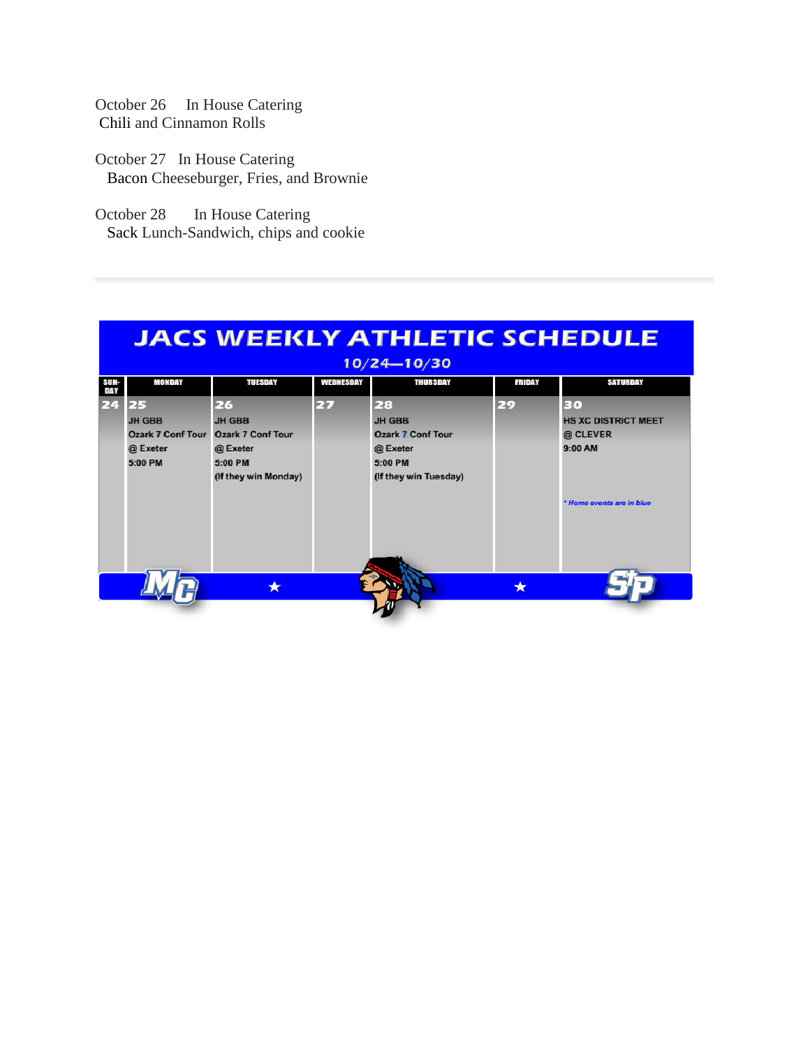October 26 In House Catering
Chili and Cinnamon Rolls

October 27 In House Catering
Bacon Cheeseburger, Fries, and Brownie

October 28 In House Catering
Sack Lunch-Sandwich, chips and cookie

---

# JACS WEEKLY ATHLETIC SCHEDULE

## 10/24—10/30

| SUN-DAY | MONDAY | TUESDAY | WEDNESDAY | THURSDAY | FRIDAY | SATURDAY |
|---|---|---|---|---|---|---|
| 24 | 25 | 26 | 27 | 28 | 29 | 30 |
| | JH GBB<br>Ozark 7 Conf Tour<br>@ Exeter<br>5:00 PM | JH GBB<br>Ozark 7 Conf Tour<br>@ Exeter<br>5:00 PM<br>(If they win Monday) | | JH GBB<br>Ozark 7 Conf Tour<br>@ Exeter<br>5:00 PM<br>(If they win Tuesday) | | HS XC DISTRICT MEET<br>@ CLEVER<br>9:00 AM<br><br>*\* Home events are in blue* |